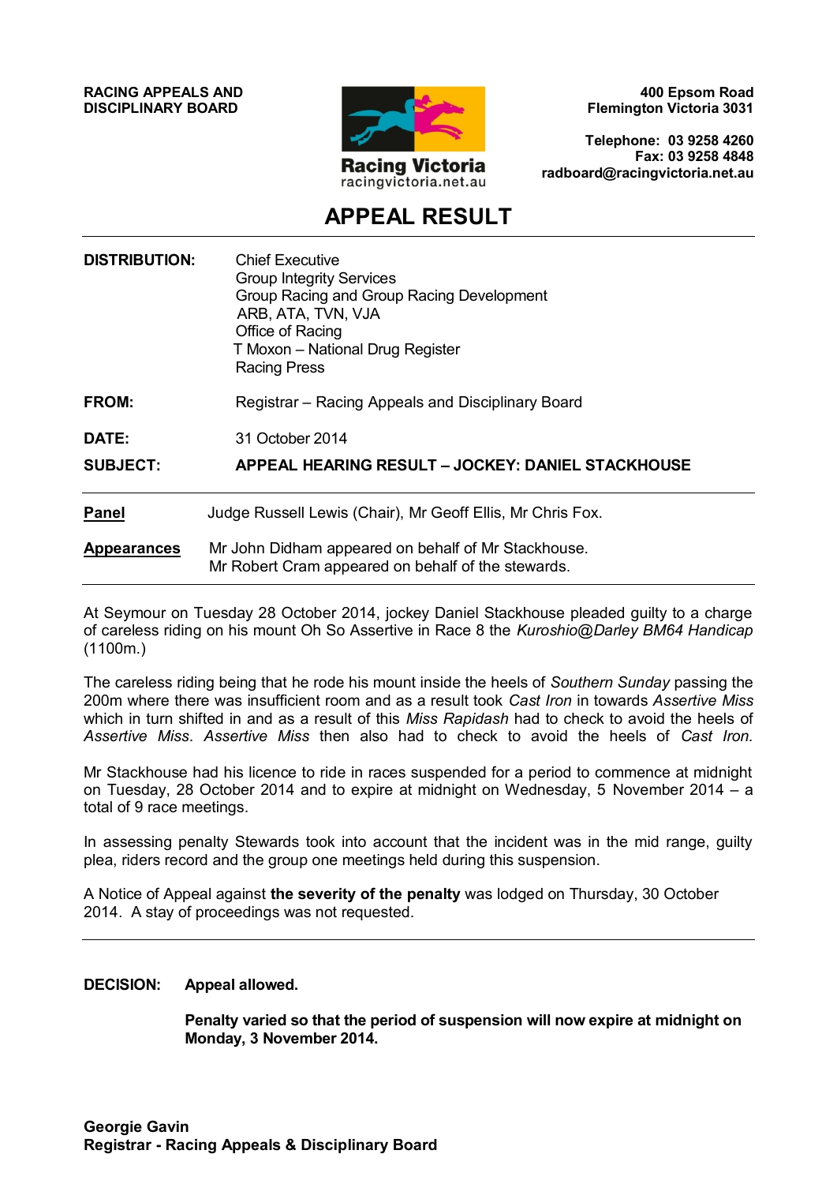**RACING APPEALS AND DISCIPLINARY BOARD**

Racing Victoria
racingvictoria.net.au

**400 Epsom Road**
**Flemington Victoria 3031**

**Telephone: 03 9258 4260**
**Fax: 03 9258 4848**
**radboard@racingvictoria.net.au**

# APPEAL RESULT

**DISTRIBUTION:** Chief Executive
Group Integrity Services
Group Racing and Group Racing Development
ARB, ATA, TVN, VJA
Office of Racing
T Moxon – National Drug Register
Racing Press

**FROM:** Registrar – Racing Appeals and Disciplinary Board

**DATE:** 31 October 2014

**SUBJECT:** **APPEAL HEARING RESULT – JOCKEY: DANIEL STACKHOUSE**

**Panel** Judge Russell Lewis (Chair), Mr Geoff Ellis, Mr Chris Fox.

**Appearances** Mr John Didham appeared on behalf of Mr Stackhouse.
Mr Robert Cram appeared on behalf of the stewards.

At Seymour on Tuesday 28 October 2014, jockey Daniel Stackhouse pleaded guilty to a charge of careless riding on his mount Oh So Assertive in Race 8 the *Kuroshio@Darley BM64 Handicap* (1100m.)

The careless riding being that he rode his mount inside the heels of *Southern Sunday* passing the 200m where there was insufficient room and as a result took *Cast Iron* in towards *Assertive Miss* which in turn shifted in and as a result of this *Miss Rapidash* had to check to avoid the heels of *Assertive Miss*. *Assertive Miss* then also had to check to avoid the heels of *Cast Iron.*

Mr Stackhouse had his licence to ride in races suspended for a period to commence at midnight on Tuesday, 28 October 2014 and to expire at midnight on Wednesday, 5 November 2014 – a total of 9 race meetings.

In assessing penalty Stewards took into account that the incident was in the mid range, guilty plea, riders record and the group one meetings held during this suspension.

A Notice of Appeal against **the severity of the penalty** was lodged on Thursday, 30 October 2014. A stay of proceedings was not requested.

**DECISION:** **Appeal allowed.**

**Penalty varied so that the period of suspension will now expire at midnight on Monday, 3 November 2014.**

**Georgie Gavin**
**Registrar - Racing Appeals & Disciplinary Board**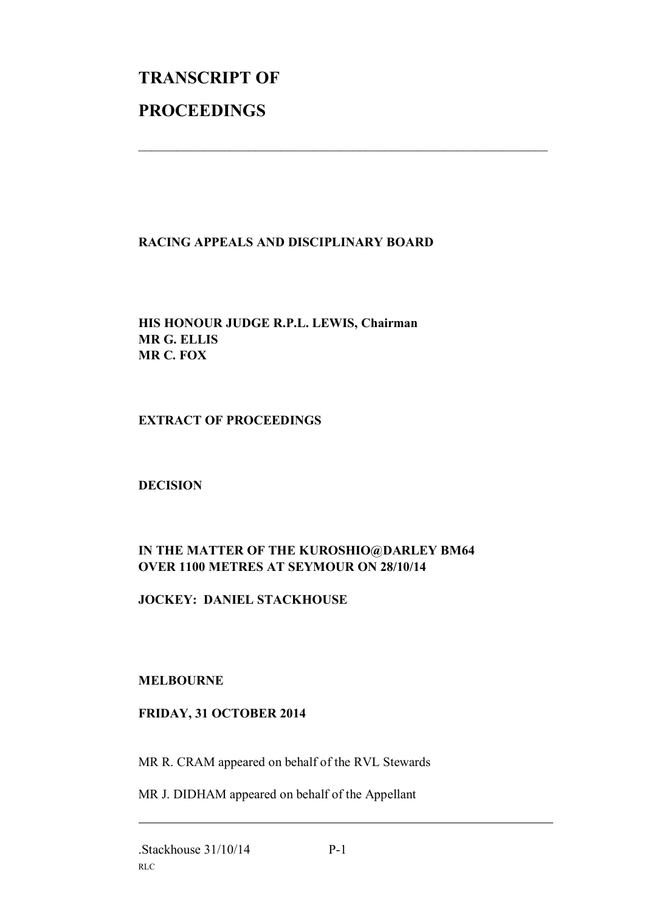# TRANSCRIPT OF

# PROCEEDINGS

---

**RACING APPEALS AND DISCIPLINARY BOARD**

**HIS HONOUR JUDGE R.P.L. LEWIS, Chairman**
**MR G. ELLIS**
**MR C. FOX**

**EXTRACT OF PROCEEDINGS**

**DECISION**

**IN THE MATTER OF THE KUROSHIO@DARLEY BM64**
**OVER 1100 METRES AT SEYMOUR ON 28/10/14**

**JOCKEY: DANIEL STACKHOUSE**

**MELBOURNE**

**FRIDAY, 31 OCTOBER 2014**

MR R. CRAM appeared on behalf of the RVL Stewards

MR J. DIDHAM appeared on behalf of the Appellant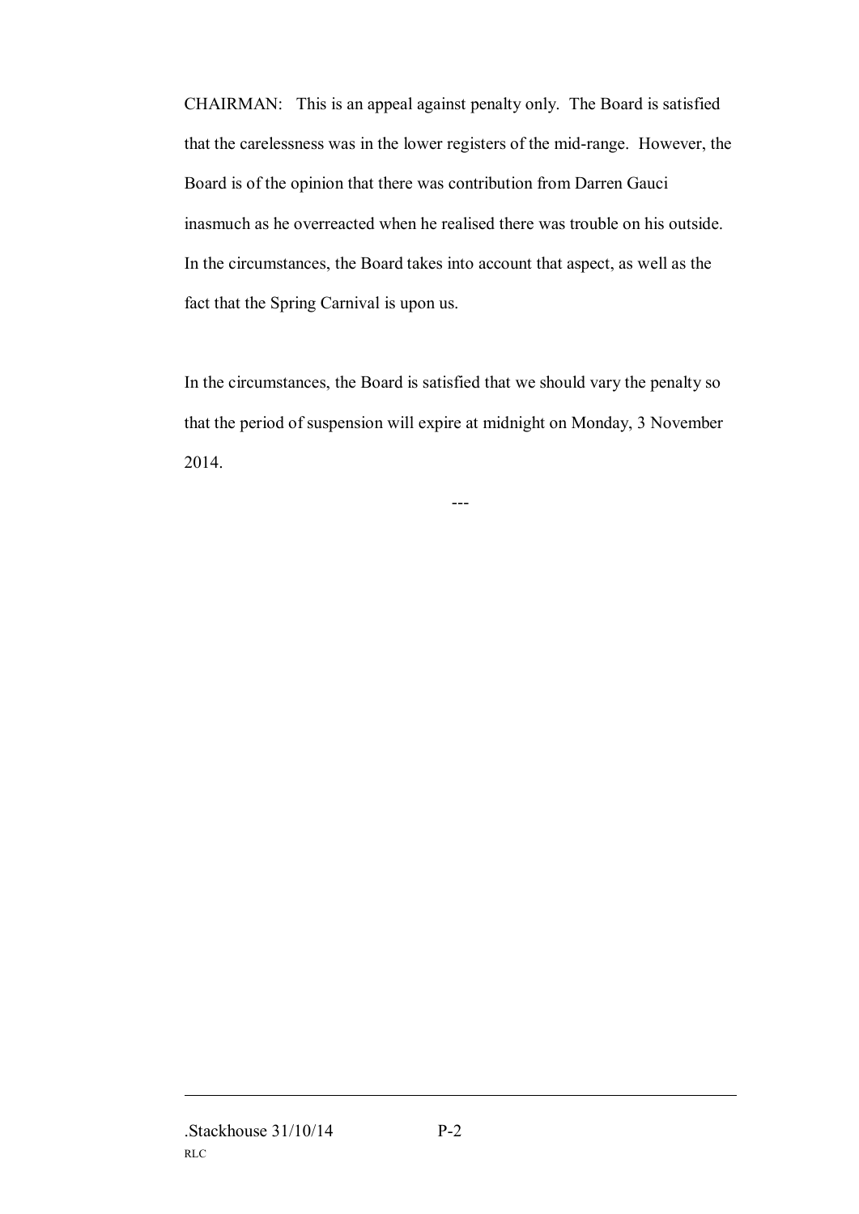CHAIRMAN: This is an appeal against penalty only. The Board is satisfied that the carelessness was in the lower registers of the mid-range. However, the Board is of the opinion that there was contribution from Darren Gauci inasmuch as he overreacted when he realised there was trouble on his outside. In the circumstances, the Board takes into account that aspect, as well as the fact that the Spring Carnival is upon us.

In the circumstances, the Board is satisfied that we should vary the penalty so that the period of suspension will expire at midnight on Monday, 3 November 2014.

---